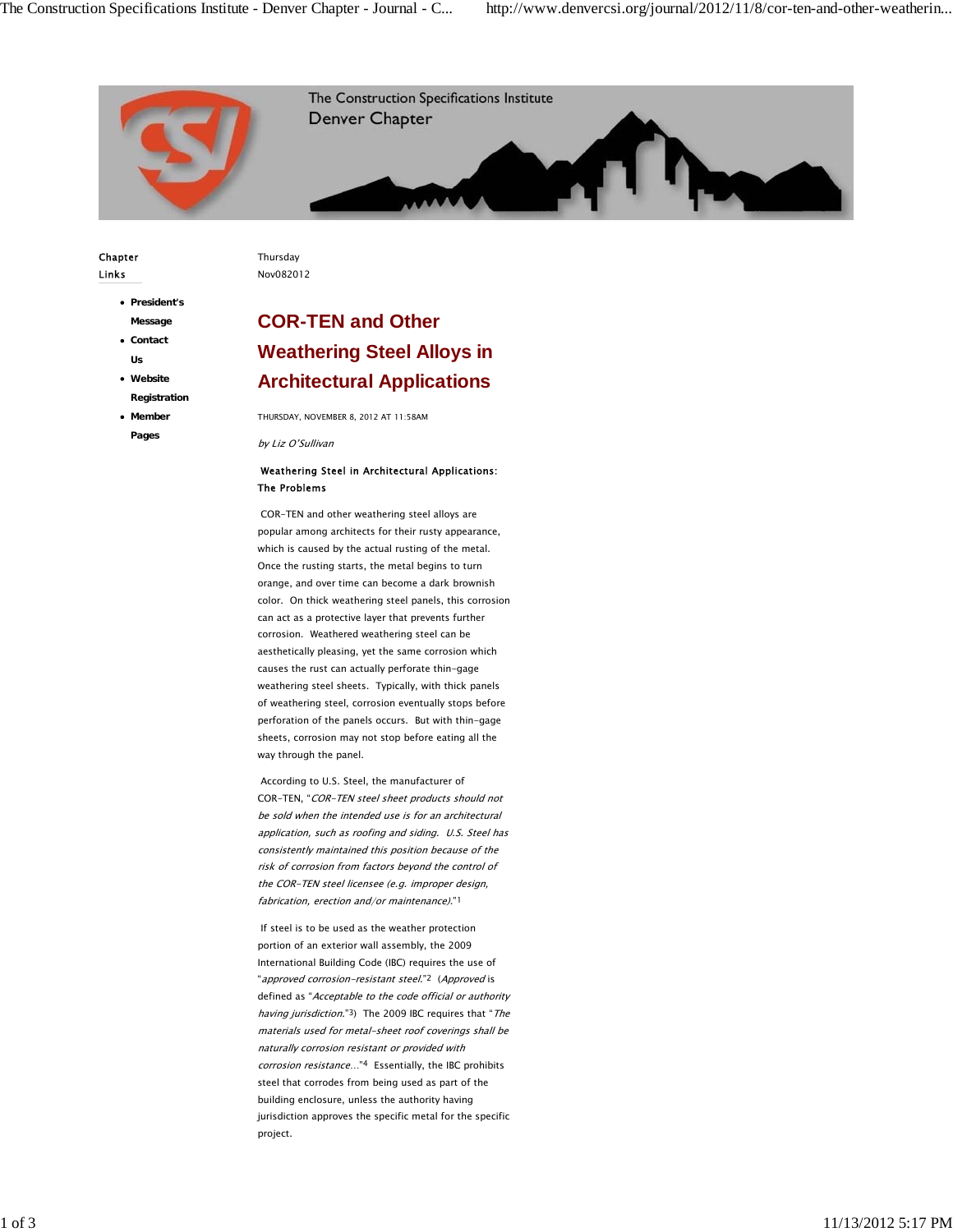Chapter Links

- **President's Message**
- **Contact Us**
- **Website Registration**
- **Member Pages**

Thursday
Nov082012

# COR-TEN and Other Weathering Steel Alloys in Architectural Applications

THURSDAY, NOVEMBER 8, 2012 AT 11:58AM

*by Liz O'Sullivan*

**Weathering Steel in Architectural Applications: The Problems**

COR-TEN and other weathering steel alloys are popular among architects for their rusty appearance, which is caused by the actual rusting of the metal. Once the rusting starts, the metal begins to turn orange, and over time can become a dark brownish color. On thick weathering steel panels, this corrosion can act as a protective layer that prevents further corrosion. Weathered weathering steel can be aesthetically pleasing, yet the same corrosion which causes the rust can actually perforate thin-gage weathering steel sheets. Typically, with thick panels of weathering steel, corrosion eventually stops before perforation of the panels occurs. But with thin-gage sheets, corrosion may not stop before eating all the way through the panel.

According to U.S. Steel, the manufacturer of COR-TEN, "*COR-TEN steel sheet products should not be sold when the intended use is for an architectural application, such as roofing and siding. U.S. Steel has consistently maintained this position because of the risk of corrosion from factors beyond the control of the COR-TEN steel licensee (e.g. improper design, fabrication, erection and/or maintenance).*"[1]

If steel is to be used as the weather protection portion of an exterior wall assembly, the 2009 International Building Code (IBC) requires the use of "*approved corrosion-resistant steel.*"[2] (*Approved* is defined as "*Acceptable to the code official or authority having jurisdiction.*"[3]) The 2009 IBC requires that "*The materials used for metal-sheet roof coverings shall be naturally corrosion resistant or provided with corrosion resistance...*"[4] Essentially, the IBC prohibits steel that corrodes from being used as part of the building enclosure, unless the authority having jurisdiction approves the specific metal for the specific project.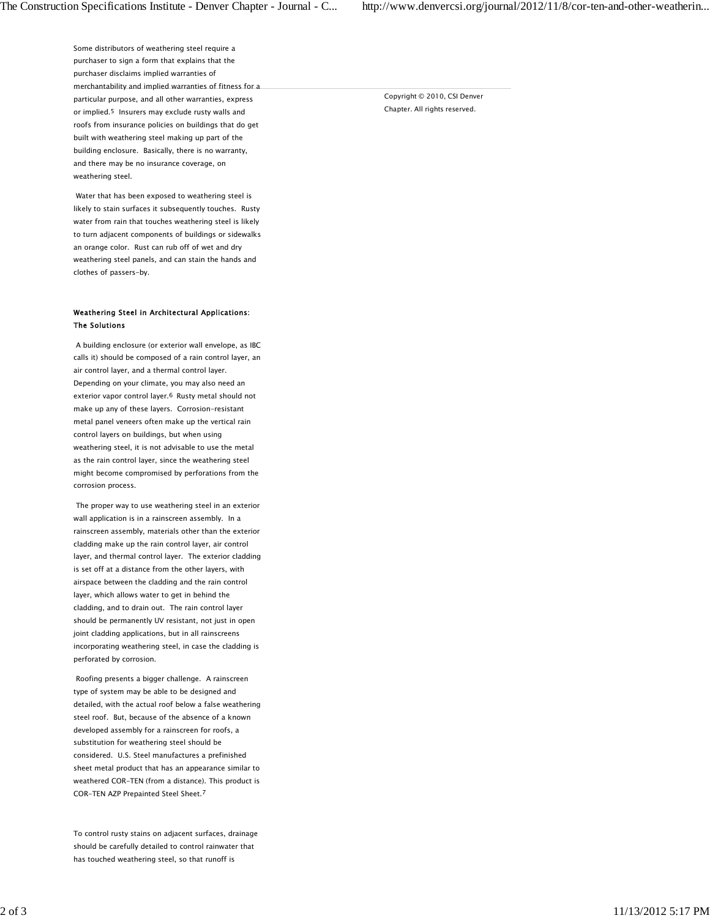Some distributors of weathering steel require a purchaser to sign a form that explains that the purchaser disclaims implied warranties of merchantability and implied warranties of fitness for a particular purpose, and all other warranties, express or implied.[5] Insurers may exclude rusty walls and roofs from insurance policies on buildings that do get built with weathering steel making up part of the building enclosure. Basically, there is no warranty, and there may be no insurance coverage, on weathering steel.

Water that has been exposed to weathering steel is likely to stain surfaces it subsequently touches. Rusty water from rain that touches weathering steel is likely to turn adjacent components of buildings or sidewalks an orange color. Rust can rub off of wet and dry weathering steel panels, and can stain the hands and clothes of passers-by.

### Weathering Steel in Architectural Applications: The Solutions

A building enclosure (or exterior wall envelope, as IBC calls it) should be composed of a rain control layer, an air control layer, and a thermal control layer. Depending on your climate, you may also need an exterior vapor control layer.[6] Rusty metal should not make up any of these layers. Corrosion-resistant metal panel veneers often make up the vertical rain control layers on buildings, but when using weathering steel, it is not advisable to use the metal as the rain control layer, since the weathering steel might become compromised by perforations from the corrosion process.

The proper way to use weathering steel in an exterior wall application is in a rainscreen assembly. In a rainscreen assembly, materials other than the exterior cladding make up the rain control layer, air control layer, and thermal control layer. The exterior cladding is set off at a distance from the other layers, with airspace between the cladding and the rain control layer, which allows water to get in behind the cladding, and to drain out. The rain control layer should be permanently UV resistant, not just in open joint cladding applications, but in all rainscreens incorporating weathering steel, in case the cladding is perforated by corrosion.

Roofing presents a bigger challenge. A rainscreen type of system may be able to be designed and detailed, with the actual roof below a false weathering steel roof. But, because of the absence of a known developed assembly for a rainscreen for roofs, a substitution for weathering steel should be considered. U.S. Steel manufactures a prefinished sheet metal product that has an appearance similar to weathered COR-TEN (from a distance). This product is COR-TEN AZP Prepainted Steel Sheet.[7]

To control rusty stains on adjacent surfaces, drainage should be carefully detailed to control rainwater that has touched weathering steel, so that runoff is

Copyright © 2010, CSI Denver Chapter. All rights reserved.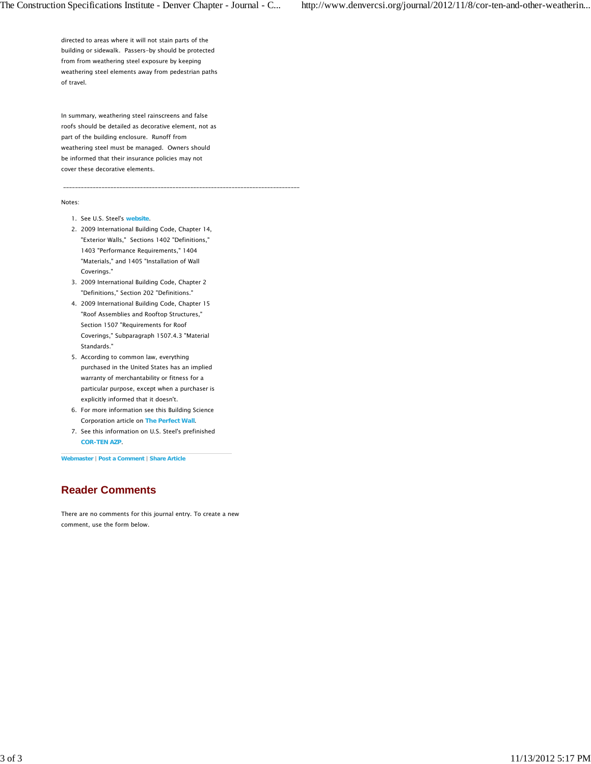directed to areas where it will not stain parts of the building or sidewalk. Passers-by should be protected from from weathering steel exposure by keeping weathering steel elements away from pedestrian paths of travel.

In summary, weathering steel rainscreens and false roofs should be detailed as decorative element, not as part of the building enclosure. Runoff from weathering steel must be managed. Owners should be informed that their insurance policies may not cover these decorative elements.

---

Notes:

1. See U.S. Steel's **website**.
2. 2009 International Building Code, Chapter 14, "Exterior Walls," Sections 1402 "Definitions," 1403 "Performance Requirements," 1404 "Materials," and 1405 "Installation of Wall Coverings."
3. 2009 International Building Code, Chapter 2 "Definitions," Section 202 "Definitions."
4. 2009 International Building Code, Chapter 15 "Roof Assemblies and Rooftop Structures," Section 1507 "Requirements for Roof Coverings," Subparagraph 1507.4.3 "Material Standards."
5. According to common law, everything purchased in the United States has an implied warranty of merchantability or fitness for a particular purpose, except when a purchaser is explicitly informed that it doesn't.
6. For more information see this Building Science Corporation article on **The Perfect Wall**.
7. See this information on U.S. Steel's prefinished **COR-TEN AZP**.

**Webmaster** | **Post a Comment** | **Share Article**

## Reader Comments

There are no comments for this journal entry. To create a new comment, use the form below.